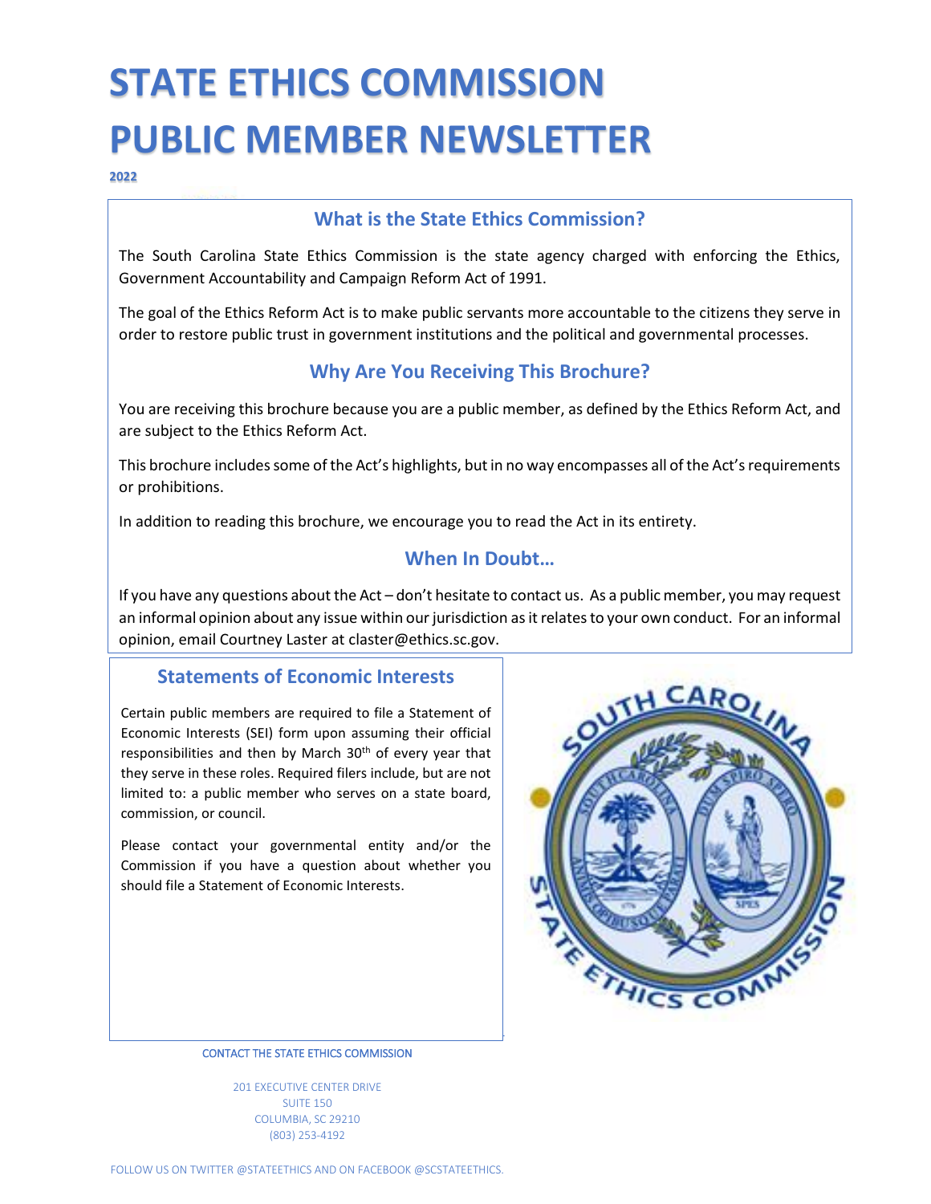# STATE ETHICS COMMISSION PUBLIC MEMBER NEWSLETTER

**2022**

## What is the State Ethics Commission?

The South Carolina State Ethics Commission is the state agency charged with enforcing the Ethics, Government Accountability and Campaign Reform Act of 1991.

The goal of the Ethics Reform Act is to make public servants more accountable to the citizens they serve in order to restore public trust in government institutions and the political and governmental processes.

## Why Are You Receiving This Brochure?

You are receiving this brochure because you are a public member, as defined by the Ethics Reform Act, and are subject to the Ethics Reform Act.

This brochure includes some of the Act's highlights, but in no way encompasses all of the Act's requirements or prohibitions.

In addition to reading this brochure, we encourage you to read the Act in its entirety.

## When In Doubt…

If you have any questions about the Act – don't hesitate to contact us. As a public member, you may request an informal opinion about any issue within our jurisdiction as it relates to your own conduct. For an informal opinion, email Courtney Laster at claster@ethics.sc.gov.

## Statements of Economic Interests

Certain public members are required to file a Statement of Economic Interests (SEI) form upon assuming their official responsibilities and then by March 30th of every year that they serve in these roles. Required filers include, but are not limited to: a public member who serves on a state board, commission, or council.

Please contact your governmental entity and/or the Commission if you have a question about whether you should file a Statement of Economic Interests.

CONTACT THE STATE ETHICS COMMISSION

201 EXECUTIVE CENTER DRIVE
SUITE 150
COLUMBIA, SC 29210
(803) 253-4192

FOLLOW US ON TWITTER @STATEETHICS AND ON FACEBOOK @SCSTATEETHICS.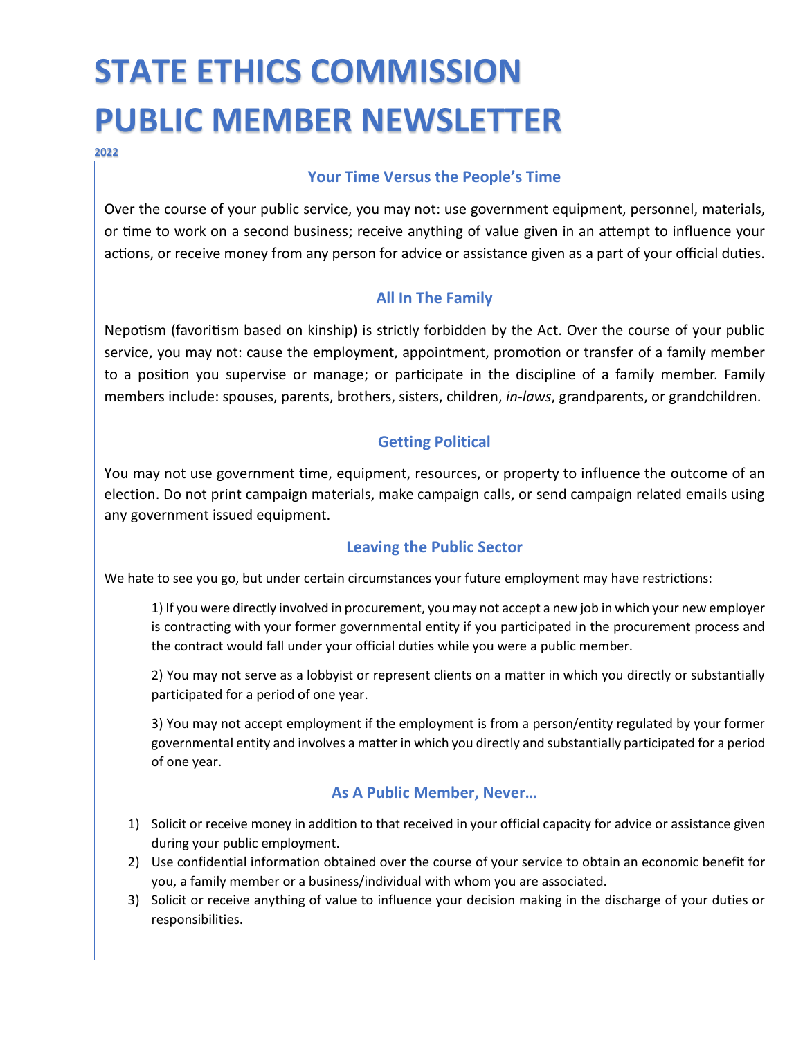# STATE ETHICS COMMISSION PUBLIC MEMBER NEWSLETTER

2022

## Your Time Versus the People's Time

Over the course of your public service, you may not: use government equipment, personnel, materials, or time to work on a second business; receive anything of value given in an attempt to influence your actions, or receive money from any person for advice or assistance given as a part of your official duties.

## All In The Family

Nepotism (favoritism based on kinship) is strictly forbidden by the Act. Over the course of your public service, you may not: cause the employment, appointment, promotion or transfer of a family member to a position you supervise or manage; or participate in the discipline of a family member. Family members include: spouses, parents, brothers, sisters, children, *in-laws*, grandparents, or grandchildren.

## Getting Political

You may not use government time, equipment, resources, or property to influence the outcome of an election. Do not print campaign materials, make campaign calls, or send campaign related emails using any government issued equipment.

## Leaving the Public Sector

We hate to see you go, but under certain circumstances your future employment may have restrictions:

1) If you were directly involved in procurement, you may not accept a new job in which your new employer is contracting with your former governmental entity if you participated in the procurement process and the contract would fall under your official duties while you were a public member.

2) You may not serve as a lobbyist or represent clients on a matter in which you directly or substantially participated for a period of one year.

3) You may not accept employment if the employment is from a person/entity regulated by your former governmental entity and involves a matter in which you directly and substantially participated for a period of one year.

## As A Public Member, Never…

1) Solicit or receive money in addition to that received in your official capacity for advice or assistance given during your public employment.
2) Use confidential information obtained over the course of your service to obtain an economic benefit for you, a family member or a business/individual with whom you are associated.
3) Solicit or receive anything of value to influence your decision making in the discharge of your duties or responsibilities.